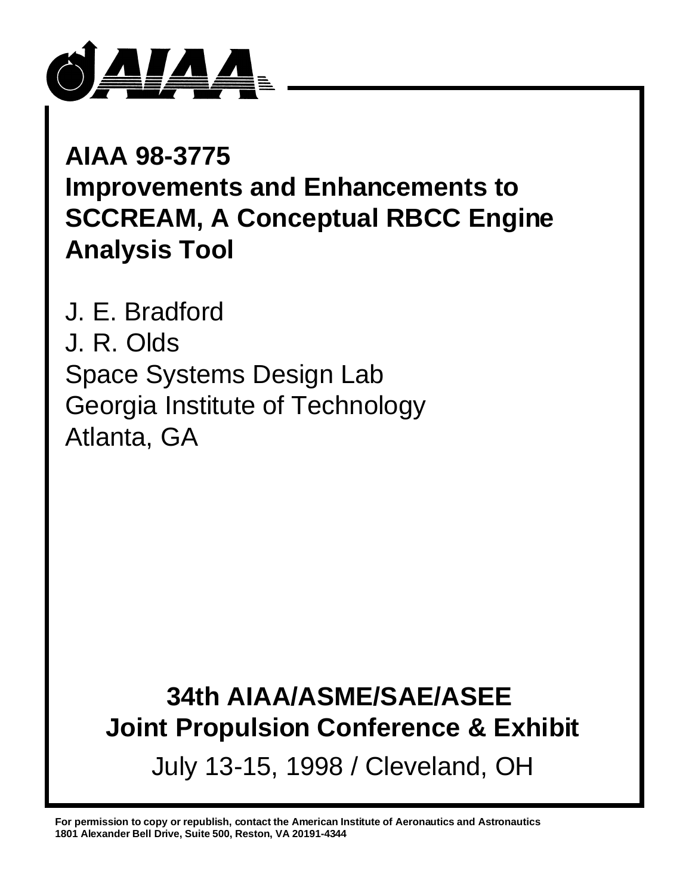# AIAA 98-3775
# Improvements and Enhancements to SCCREAM, A Conceptual RBCC Engine Analysis Tool

J. E. Bradford
J. R. Olds
Space Systems Design Lab
Georgia Institute of Technology
Atlanta, GA

## 34th AIAA/ASME/SAE/ASEE Joint Propulsion Conference & Exhibit

July 13-15, 1998 / Cleveland, OH

**For permission to copy or republish, contact the American Institute of Aeronautics and Astronautics**
**1801 Alexander Bell Drive, Suite 500, Reston, VA 20191-4344**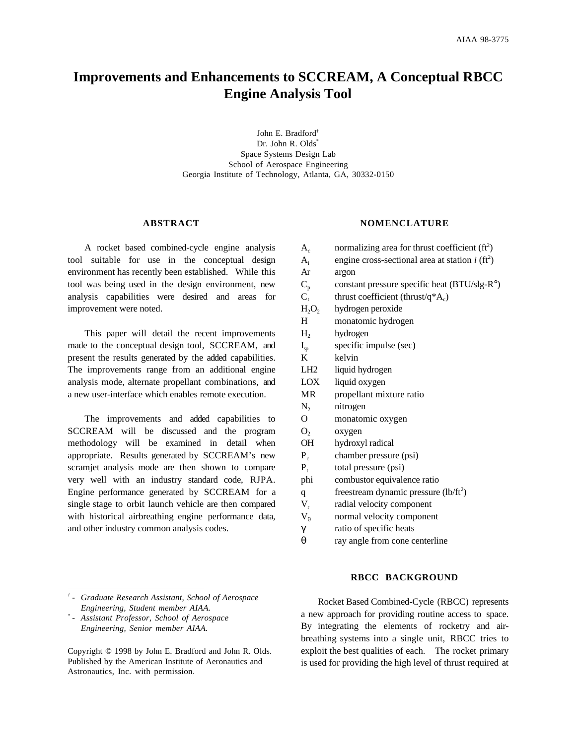# Improvements and Enhancements to SCCREAM, A Conceptual RBCC Engine Analysis Tool

John E. Bradford[†]
Dr. John R. Olds[*]
Space Systems Design Lab
School of Aerospace Engineering
Georgia Institute of Technology, Atlanta, GA, 30332-0150

## ABSTRACT

A rocket based combined-cycle engine analysis tool suitable for use in the conceptual design environment has recently been established. While this tool was being used in the design environment, new analysis capabilities were desired and areas for improvement were noted.

This paper will detail the recent improvements made to the conceptual design tool, SCCREAM, and present the results generated by the added capabilities. The improvements range from an additional engine analysis mode, alternate propellant combinations, and a new user-interface which enables remote execution.

The improvements and added capabilities to SCCREAM will be discussed and the program methodology will be examined in detail when appropriate. Results generated by SCCREAM's new scramjet analysis mode are then shown to compare very well with an industry standard code, RJPA. Engine performance generated by SCCREAM for a single stage to orbit launch vehicle are then compared with historical airbreathing engine performance data, and other industry common analysis codes.

[†] - *Graduate Research Assistant, School of Aerospace Engineering, Student member AIAA.*

[*] - *Assistant Professor, School of Aerospace Engineering, Senior member AIAA.*

Copyright © 1998 by John E. Bradford and John R. Olds. Published by the American Institute of Aeronautics and Astronautics, Inc. with permission.

## NOMENCLATURE

| | |
|---|---|
| $A_c$ | normalizing area for thrust coefficient ($ft^2$) |
| $A_i$ | engine cross-sectional area at station *i* ($ft^2$) |
| Ar | argon |
| $C_p$ | constant pressure specific heat (BTU/slg-R°) |
| $C_t$ | thrust coefficient (thrust/q*$A_c$) |
| $H_2O_2$ | hydrogen peroxide |
| H | monatomic hydrogen |
| $H_2$ | hydrogen |
| $I_{sp}$ | specific impulse (sec) |
| K | kelvin |
| LH2 | liquid hydrogen |
| LOX | liquid oxygen |
| MR | propellant mixture ratio |
| $N_2$ | nitrogen |
| O | monatomic oxygen |
| $O_2$ | oxygen |
| OH | hydroxyl radical |
| $P_c$ | chamber pressure (psi) |
| $P_t$ | total pressure (psi) |
| phi | combustor equivalence ratio |
| q | freestream dynamic pressure ($lb/ft^2$) |
| $V_r$ | radial velocity component |
| $V_\theta$ | normal velocity component |
| $\gamma$ | ratio of specific heats |
| $\theta$ | ray angle from cone centerline |

## RBCC BACKGROUND

Rocket Based Combined-Cycle (RBCC) represents a new approach for providing routine access to space. By integrating the elements of rocketry and air-breathing systems into a single unit, RBCC tries to exploit the best qualities of each. The rocket primary is used for providing the high level of thrust required at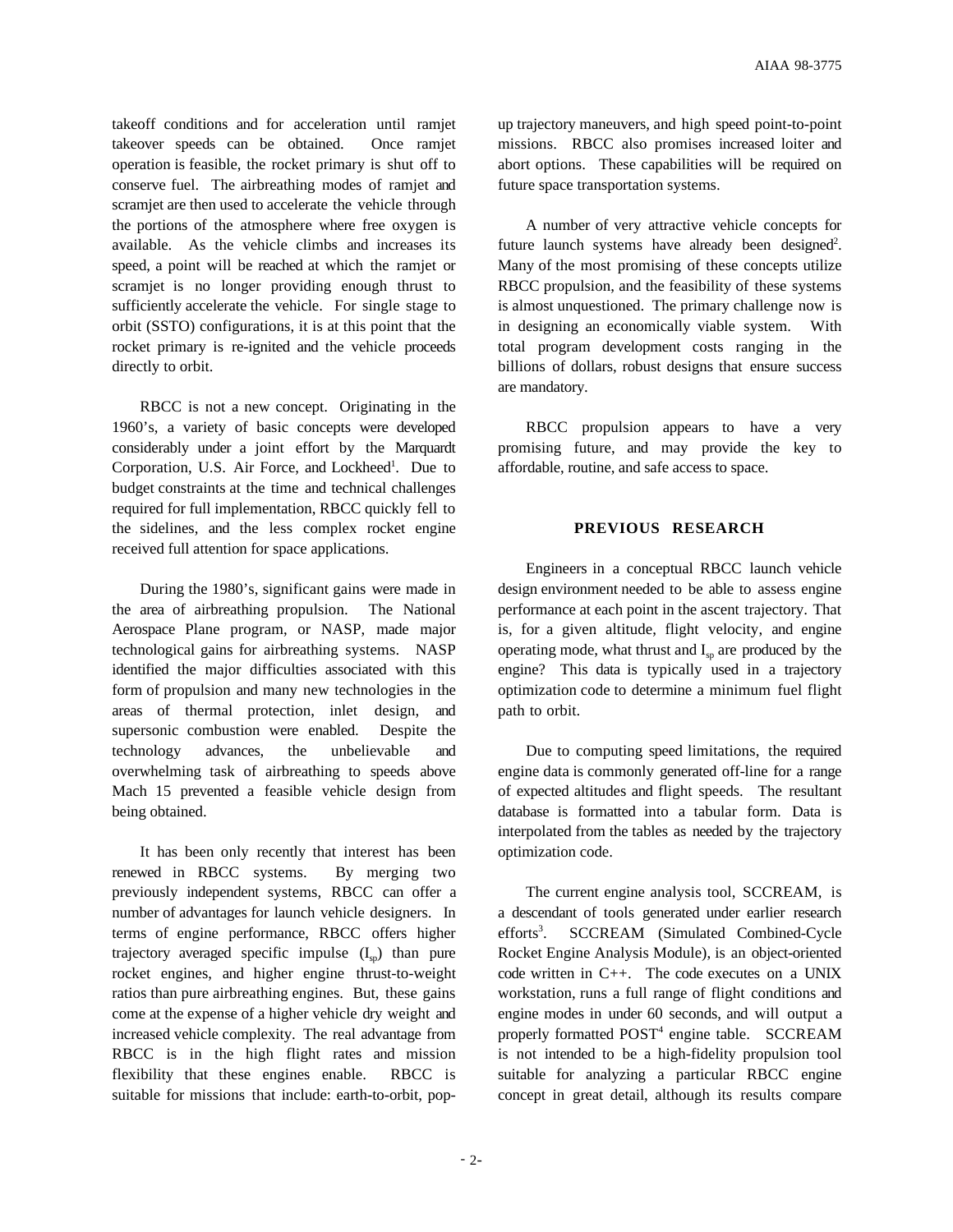takeoff conditions and for acceleration until ramjet takeover speeds can be obtained. Once ramjet operation is feasible, the rocket primary is shut off to conserve fuel. The airbreathing modes of ramjet and scramjet are then used to accelerate the vehicle through the portions of the atmosphere where free oxygen is available. As the vehicle climbs and increases its speed, a point will be reached at which the ramjet or scramjet is no longer providing enough thrust to sufficiently accelerate the vehicle. For single stage to orbit (SSTO) configurations, it is at this point that the rocket primary is re-ignited and the vehicle proceeds directly to orbit.

RBCC is not a new concept. Originating in the 1960's, a variety of basic concepts were developed considerably under a joint effort by the Marquardt Corporation, U.S. Air Force, and Lockheed[1]. Due to budget constraints at the time and technical challenges required for full implementation, RBCC quickly fell to the sidelines, and the less complex rocket engine received full attention for space applications.

During the 1980's, significant gains were made in the area of airbreathing propulsion. The National Aerospace Plane program, or NASP, made major technological gains for airbreathing systems. NASP identified the major difficulties associated with this form of propulsion and many new technologies in the areas of thermal protection, inlet design, and supersonic combustion were enabled. Despite the technology advances, the unbelievable and overwhelming task of airbreathing to speeds above Mach 15 prevented a feasible vehicle design from being obtained.

It has been only recently that interest has been renewed in RBCC systems. By merging two previously independent systems, RBCC can offer a number of advantages for launch vehicle designers. In terms of engine performance, RBCC offers higher trajectory averaged specific impulse ($I_{sp}$) than pure rocket engines, and higher engine thrust-to-weight ratios than pure airbreathing engines. But, these gains come at the expense of a higher vehicle dry weight and increased vehicle complexity. The real advantage from RBCC is in the high flight rates and mission flexibility that these engines enable. RBCC is suitable for missions that include: earth-to-orbit, pop-up trajectory maneuvers, and high speed point-to-point missions. RBCC also promises increased loiter and abort options. These capabilities will be required on future space transportation systems.

A number of very attractive vehicle concepts for future launch systems have already been designed[2]. Many of the most promising of these concepts utilize RBCC propulsion, and the feasibility of these systems is almost unquestioned. The primary challenge now is in designing an economically viable system. With total program development costs ranging in the billions of dollars, robust designs that ensure success are mandatory.

RBCC propulsion appears to have a very promising future, and may provide the key to affordable, routine, and safe access to space.

## PREVIOUS RESEARCH

Engineers in a conceptual RBCC launch vehicle design environment needed to be able to assess engine performance at each point in the ascent trajectory. That is, for a given altitude, flight velocity, and engine operating mode, what thrust and $I_{sp}$ are produced by the engine? This data is typically used in a trajectory optimization code to determine a minimum fuel flight path to orbit.

Due to computing speed limitations, the required engine data is commonly generated off-line for a range of expected altitudes and flight speeds. The resultant database is formatted into a tabular form. Data is interpolated from the tables as needed by the trajectory optimization code.

The current engine analysis tool, SCCREAM, is a descendant of tools generated under earlier research efforts[3]. SCCREAM (Simulated Combined-Cycle Rocket Engine Analysis Module), is an object-oriented code written in C++. The code executes on a UNIX workstation, runs a full range of flight conditions and engine modes in under 60 seconds, and will output a properly formatted POST[4] engine table. SCCREAM is not intended to be a high-fidelity propulsion tool suitable for analyzing a particular RBCC engine concept in great detail, although its results compare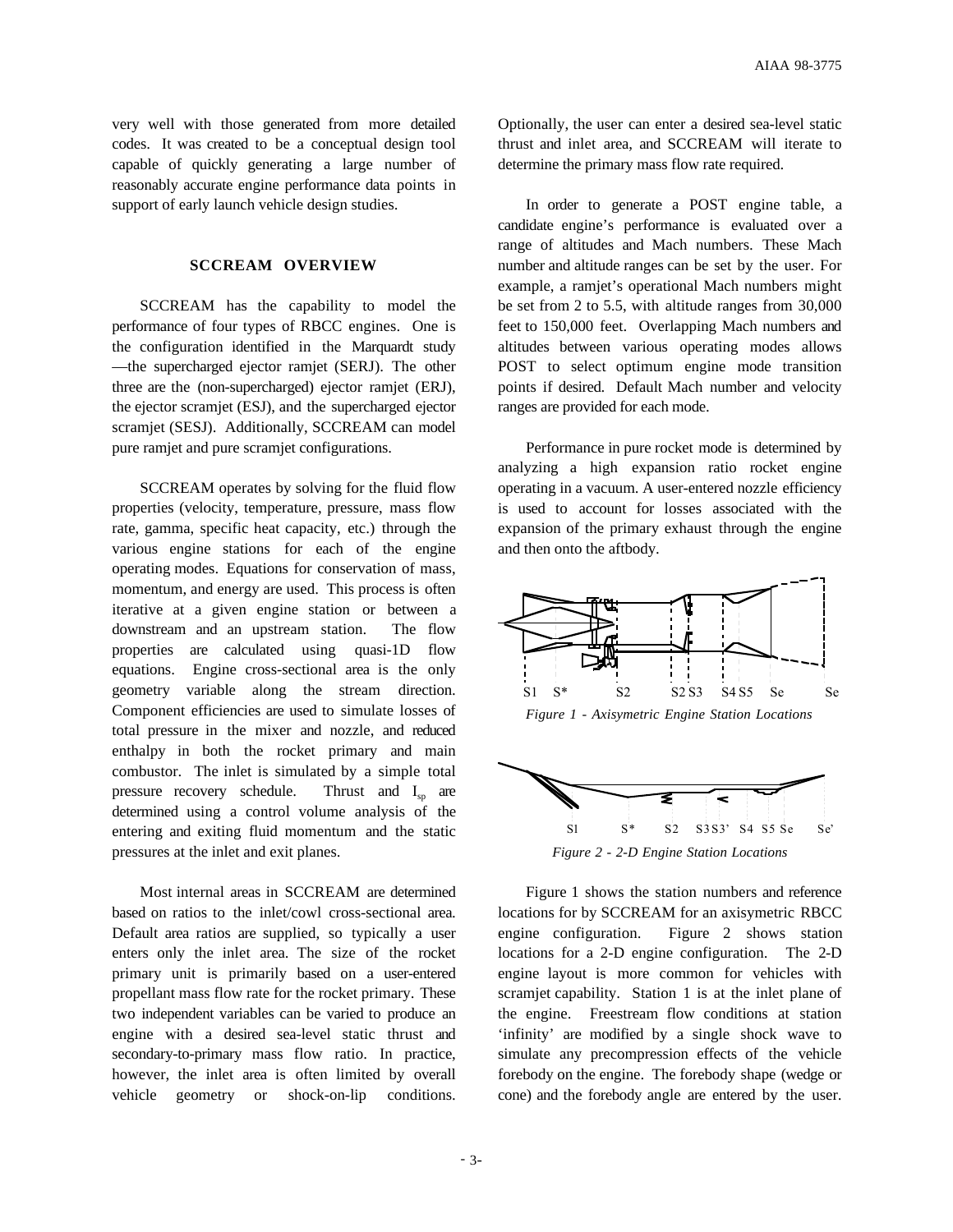very well with those generated from more detailed codes. It was created to be a conceptual design tool capable of quickly generating a large number of reasonably accurate engine performance data points in support of early launch vehicle design studies.

## SCCREAM OVERVIEW

SCCREAM has the capability to model the performance of four types of RBCC engines. One is the configuration identified in the Marquardt study —the supercharged ejector ramjet (SERJ). The other three are the (non-supercharged) ejector ramjet (ERJ), the ejector scramjet (ESJ), and the supercharged ejector scramjet (SESJ). Additionally, SCCREAM can model pure ramjet and pure scramjet configurations.

SCCREAM operates by solving for the fluid flow properties (velocity, temperature, pressure, mass flow rate, gamma, specific heat capacity, etc.) through the various engine stations for each of the engine operating modes. Equations for conservation of mass, momentum, and energy are used. This process is often iterative at a given engine station or between a downstream and an upstream station. The flow properties are calculated using quasi-1D flow equations. Engine cross-sectional area is the only geometry variable along the stream direction. Component efficiencies are used to simulate losses of total pressure in the mixer and nozzle, and reduced enthalpy in both the rocket primary and main combustor. The inlet is simulated by a simple total pressure recovery schedule. Thrust and $I_{sp}$ are determined using a control volume analysis of the entering and exiting fluid momentum and the static pressures at the inlet and exit planes.

Most internal areas in SCCREAM are determined based on ratios to the inlet/cowl cross-sectional area. Default area ratios are supplied, so typically a user enters only the inlet area. The size of the rocket primary unit is primarily based on a user-entered propellant mass flow rate for the rocket primary. These two independent variables can be varied to produce an engine with a desired sea-level static thrust and secondary-to-primary mass flow ratio. In practice, however, the inlet area is often limited by overall vehicle geometry or shock-on-lip conditions. Optionally, the user can enter a desired sea-level static thrust and inlet area, and SCCREAM will iterate to determine the primary mass flow rate required.

In order to generate a POST engine table, a candidate engine's performance is evaluated over a range of altitudes and Mach numbers. These Mach number and altitude ranges can be set by the user. For example, a ramjet's operational Mach numbers might be set from 2 to 5.5, with altitude ranges from 30,000 feet to 150,000 feet. Overlapping Mach numbers and altitudes between various operating modes allows POST to select optimum engine mode transition points if desired. Default Mach number and velocity ranges are provided for each mode.

Performance in pure rocket mode is determined by analyzing a high expansion ratio rocket engine operating in a vacuum. A user-entered nozzle efficiency is used to account for losses associated with the expansion of the primary exhaust through the engine and then onto the aftbody.

S1 S* S2 S2 S3 S4 S5 Se Se

*Figure 1 - Axisymetric Engine Station Locations*

S1 S* S2 S3 S3' S4 S5 Se Se'

*Figure 2 - 2-D Engine Station Locations*

Figure 1 shows the station numbers and reference locations for by SCCREAM for an axisymetric RBCC engine configuration. Figure 2 shows station locations for a 2-D engine configuration. The 2-D engine layout is more common for vehicles with scramjet capability. Station 1 is at the inlet plane of the engine. Freestream flow conditions at station 'infinity' are modified by a single shock wave to simulate any precompression effects of the vehicle forebody on the engine. The forebody shape (wedge or cone) and the forebody angle are entered by the user.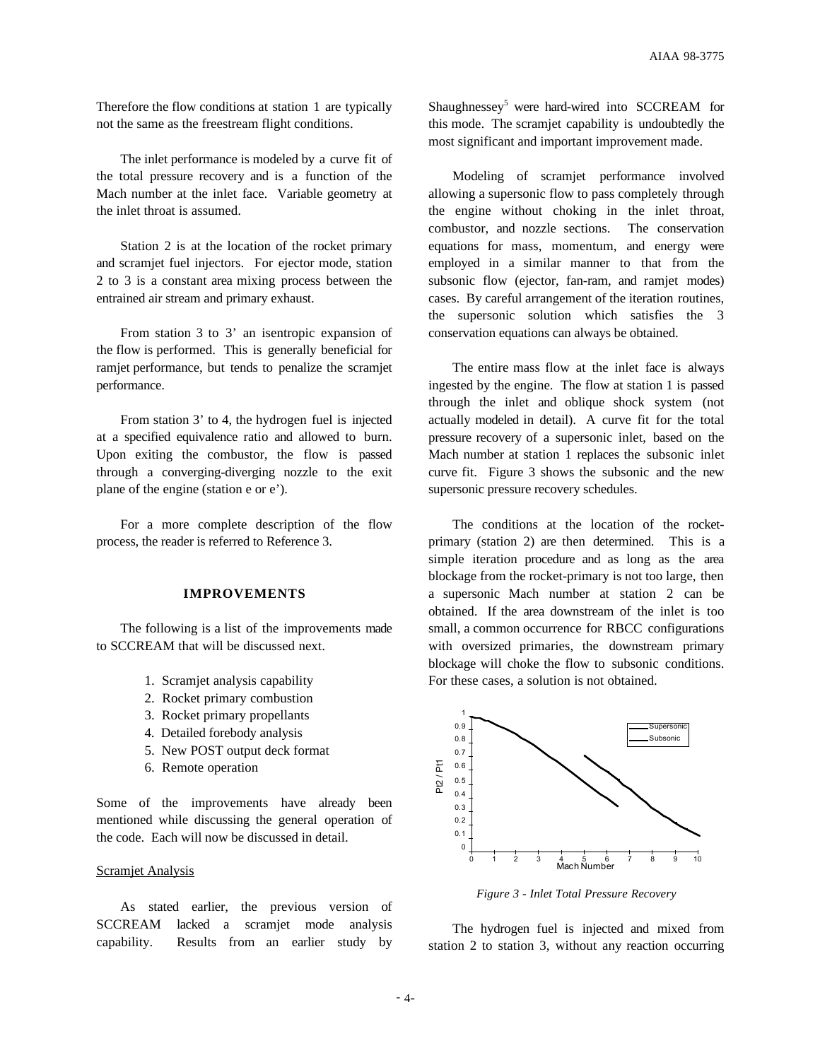Therefore the flow conditions at station 1 are typically not the same as the freestream flight conditions.

The inlet performance is modeled by a curve fit of the total pressure recovery and is a function of the Mach number at the inlet face. Variable geometry at the inlet throat is assumed.

Station 2 is at the location of the rocket primary and scramjet fuel injectors. For ejector mode, station 2 to 3 is a constant area mixing process between the entrained air stream and primary exhaust.

From station 3 to 3' an isentropic expansion of the flow is performed. This is generally beneficial for ramjet performance, but tends to penalize the scramjet performance.

From station 3' to 4, the hydrogen fuel is injected at a specified equivalence ratio and allowed to burn. Upon exiting the combustor, the flow is passed through a converging-diverging nozzle to the exit plane of the engine (station e or e').

For a more complete description of the flow process, the reader is referred to Reference 3.

## IMPROVEMENTS

The following is a list of the improvements made to SCCREAM that will be discussed next.

1. Scramjet analysis capability
2. Rocket primary combustion
3. Rocket primary propellants
4. Detailed forebody analysis
5. New POST output deck format
6. Remote operation

Some of the improvements have already been mentioned while discussing the general operation of the code. Each will now be discussed in detail.

### Scramjet Analysis

As stated earlier, the previous version of SCCREAM lacked a scramjet mode analysis capability. Results from an earlier study by Shaughnessey[5] were hard-wired into SCCREAM for this mode. The scramjet capability is undoubtedly the most significant and important improvement made.

Modeling of scramjet performance involved allowing a supersonic flow to pass completely through the engine without choking in the inlet throat, combustor, and nozzle sections. The conservation equations for mass, momentum, and energy were employed in a similar manner to that from the subsonic flow (ejector, fan-ram, and ramjet modes) cases. By careful arrangement of the iteration routines, the supersonic solution which satisfies the 3 conservation equations can always be obtained.

The entire mass flow at the inlet face is always ingested by the engine. The flow at station 1 is passed through the inlet and oblique shock system (not actually modeled in detail). A curve fit for the total pressure recovery of a supersonic inlet, based on the Mach number at station 1 replaces the subsonic inlet curve fit. Figure 3 shows the subsonic and the new supersonic pressure recovery schedules.

The conditions at the location of the rocket-primary (station 2) are then determined. This is a simple iteration procedure and as long as the area blockage from the rocket-primary is not too large, then a supersonic Mach number at station 2 can be obtained. If the area downstream of the inlet is too small, a common occurrence for RBCC configurations with oversized primaries, the downstream primary blockage will choke the flow to subsonic conditions. For these cases, a solution is not obtained.

*Figure 3 - Inlet Total Pressure Recovery*

The hydrogen fuel is injected and mixed from station 2 to station 3, without any reaction occurring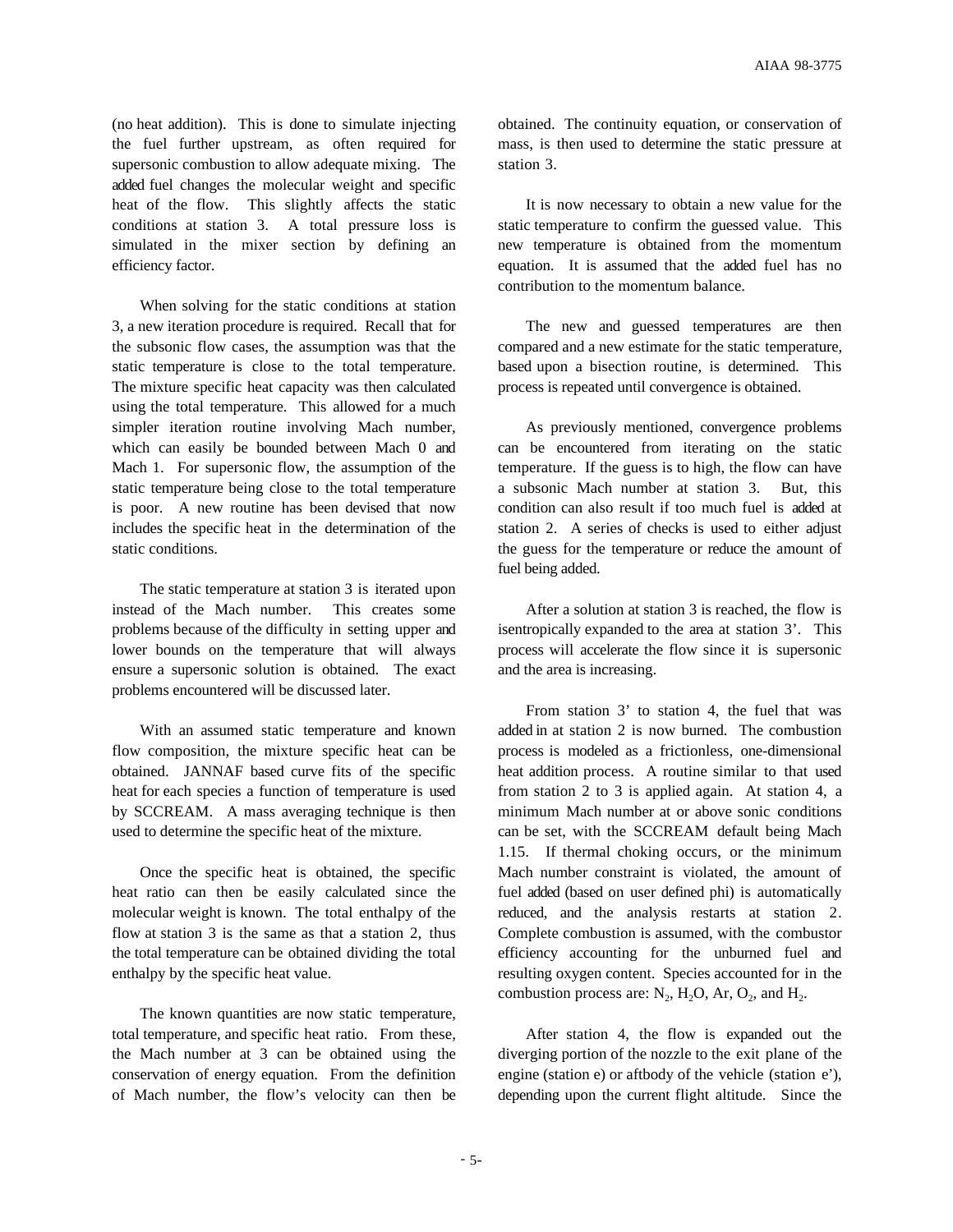(no heat addition). This is done to simulate injecting the fuel further upstream, as often required for supersonic combustion to allow adequate mixing. The added fuel changes the molecular weight and specific heat of the flow. This slightly affects the static conditions at station 3. A total pressure loss is simulated in the mixer section by defining an efficiency factor.

When solving for the static conditions at station 3, a new iteration procedure is required. Recall that for the subsonic flow cases, the assumption was that the static temperature is close to the total temperature. The mixture specific heat capacity was then calculated using the total temperature. This allowed for a much simpler iteration routine involving Mach number, which can easily be bounded between Mach 0 and Mach 1. For supersonic flow, the assumption of the static temperature being close to the total temperature is poor. A new routine has been devised that now includes the specific heat in the determination of the static conditions.

The static temperature at station 3 is iterated upon instead of the Mach number. This creates some problems because of the difficulty in setting upper and lower bounds on the temperature that will always ensure a supersonic solution is obtained. The exact problems encountered will be discussed later.

With an assumed static temperature and known flow composition, the mixture specific heat can be obtained. JANNAF based curve fits of the specific heat for each species a function of temperature is used by SCCREAM. A mass averaging technique is then used to determine the specific heat of the mixture.

Once the specific heat is obtained, the specific heat ratio can then be easily calculated since the molecular weight is known. The total enthalpy of the flow at station 3 is the same as that a station 2, thus the total temperature can be obtained dividing the total enthalpy by the specific heat value.

The known quantities are now static temperature, total temperature, and specific heat ratio. From these, the Mach number at 3 can be obtained using the conservation of energy equation. From the definition of Mach number, the flow's velocity can then be obtained. The continuity equation, or conservation of mass, is then used to determine the static pressure at station 3.

It is now necessary to obtain a new value for the static temperature to confirm the guessed value. This new temperature is obtained from the momentum equation. It is assumed that the added fuel has no contribution to the momentum balance.

The new and guessed temperatures are then compared and a new estimate for the static temperature, based upon a bisection routine, is determined. This process is repeated until convergence is obtained.

As previously mentioned, convergence problems can be encountered from iterating on the static temperature. If the guess is to high, the flow can have a subsonic Mach number at station 3. But, this condition can also result if too much fuel is added at station 2. A series of checks is used to either adjust the guess for the temperature or reduce the amount of fuel being added.

After a solution at station 3 is reached, the flow is isentropically expanded to the area at station 3'. This process will accelerate the flow since it is supersonic and the area is increasing.

From station 3' to station 4, the fuel that was added in at station 2 is now burned. The combustion process is modeled as a frictionless, one-dimensional heat addition process. A routine similar to that used from station 2 to 3 is applied again. At station 4, a minimum Mach number at or above sonic conditions can be set, with the SCCREAM default being Mach 1.15. If thermal choking occurs, or the minimum Mach number constraint is violated, the amount of fuel added (based on user defined phi) is automatically reduced, and the analysis restarts at station 2. Complete combustion is assumed, with the combustor efficiency accounting for the unburned fuel and resulting oxygen content. Species accounted for in the combustion process are: $N_2$, $H_2O$, Ar, $O_2$, and $H_2$.

After station 4, the flow is expanded out the diverging portion of the nozzle to the exit plane of the engine (station e) or aftbody of the vehicle (station e'), depending upon the current flight altitude. Since the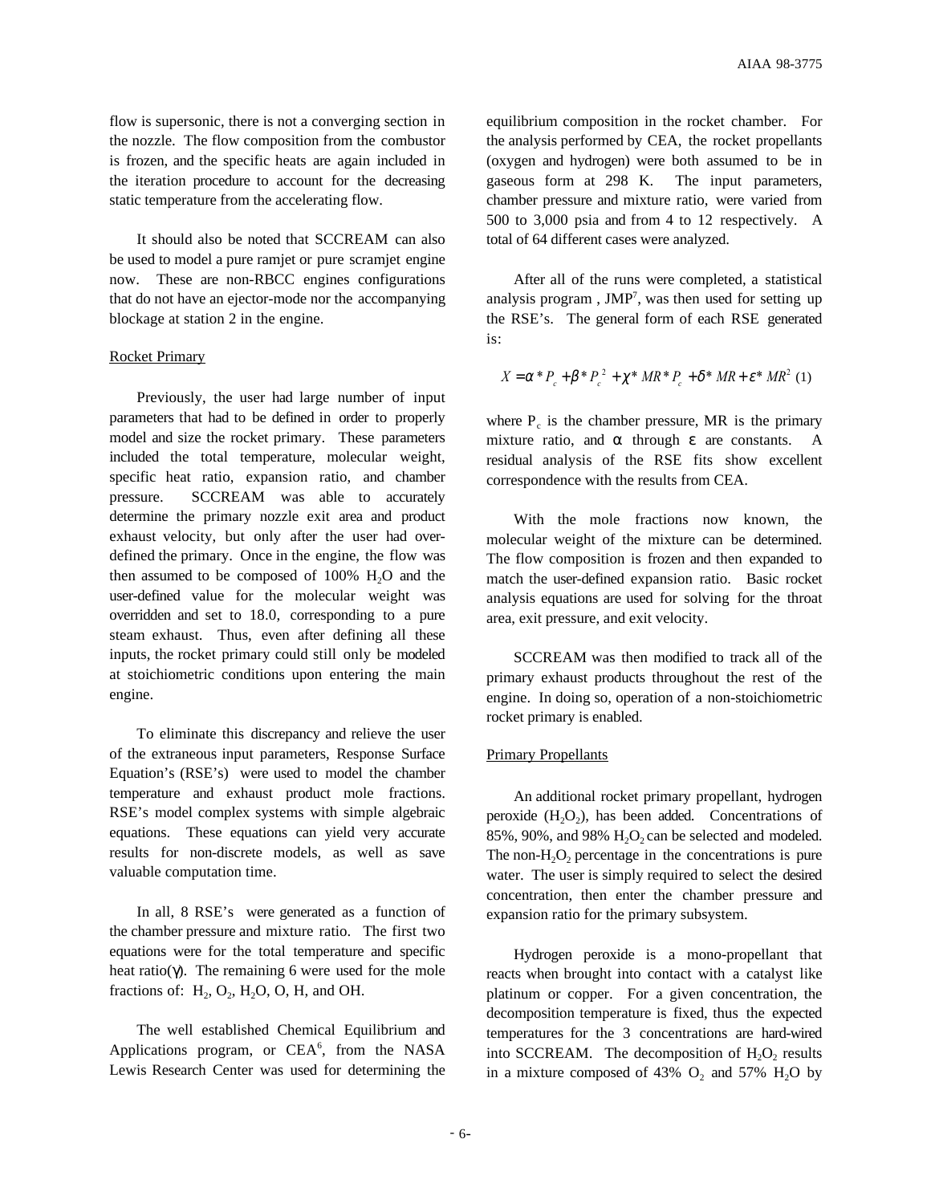flow is supersonic, there is not a converging section in the nozzle. The flow composition from the combustor is frozen, and the specific heats are again included in the iteration procedure to account for the decreasing static temperature from the accelerating flow.

It should also be noted that SCCREAM can also be used to model a pure ramjet or pure scramjet engine now. These are non-RBCC engines configurations that do not have an ejector-mode nor the accompanying blockage at station 2 in the engine.

Rocket Primary

Previously, the user had large number of input parameters that had to be defined in order to properly model and size the rocket primary. These parameters included the total temperature, molecular weight, specific heat ratio, expansion ratio, and chamber pressure. SCCREAM was able to accurately determine the primary nozzle exit area and product exhaust velocity, but only after the user had over-defined the primary. Once in the engine, the flow was then assumed to be composed of 100% $H_2O$ and the user-defined value for the molecular weight was overridden and set to 18.0, corresponding to a pure steam exhaust. Thus, even after defining all these inputs, the rocket primary could still only be modeled at stoichiometric conditions upon entering the main engine.

To eliminate this discrepancy and relieve the user of the extraneous input parameters, Response Surface Equation's (RSE's) were used to model the chamber temperature and exhaust product mole fractions. RSE's model complex systems with simple algebraic equations. These equations can yield very accurate results for non-discrete models, as well as save valuable computation time.

In all, 8 RSE's were generated as a function of the chamber pressure and mixture ratio. The first two equations were for the total temperature and specific heat ratio($\gamma$). The remaining 6 were used for the mole fractions of: $H_2$, $O_2$, $H_2O$, O, H, and OH.

The well established Chemical Equilibrium and Applications program, or CEA[6], from the NASA Lewis Research Center was used for determining the equilibrium composition in the rocket chamber. For the analysis performed by CEA, the rocket propellants (oxygen and hydrogen) were both assumed to be in gaseous form at 298 K. The input parameters, chamber pressure and mixture ratio, were varied from 500 to 3,000 psia and from 4 to 12 respectively. A total of 64 different cases were analyzed.

After all of the runs were completed, a statistical analysis program , JMP[7], was then used for setting up the RSE's. The general form of each RSE generated is:

$$X = \alpha * P_c + \beta * P_c^2 + \chi * MR * P_c + \delta * MR + \varepsilon * MR^2 \quad (1)$$

where $P_c$ is the chamber pressure, MR is the primary mixture ratio, and $\alpha$ through $\varepsilon$ are constants. A residual analysis of the RSE fits show excellent correspondence with the results from CEA.

With the mole fractions now known, the molecular weight of the mixture can be determined. The flow composition is frozen and then expanded to match the user-defined expansion ratio. Basic rocket analysis equations are used for solving for the throat area, exit pressure, and exit velocity.

SCCREAM was then modified to track all of the primary exhaust products throughout the rest of the engine. In doing so, operation of a non-stoichiometric rocket primary is enabled.

Primary Propellants

An additional rocket primary propellant, hydrogen peroxide ($H_2O_2$), has been added. Concentrations of 85%, 90%, and 98% $H_2O_2$ can be selected and modeled. The non-$H_2O_2$ percentage in the concentrations is pure water. The user is simply required to select the desired concentration, then enter the chamber pressure and expansion ratio for the primary subsystem.

Hydrogen peroxide is a mono-propellant that reacts when brought into contact with a catalyst like platinum or copper. For a given concentration, the decomposition temperature is fixed, thus the expected temperatures for the 3 concentrations are hard-wired into SCCREAM. The decomposition of $H_2O_2$ results in a mixture composed of 43% $O_2$ and 57% $H_2O$ by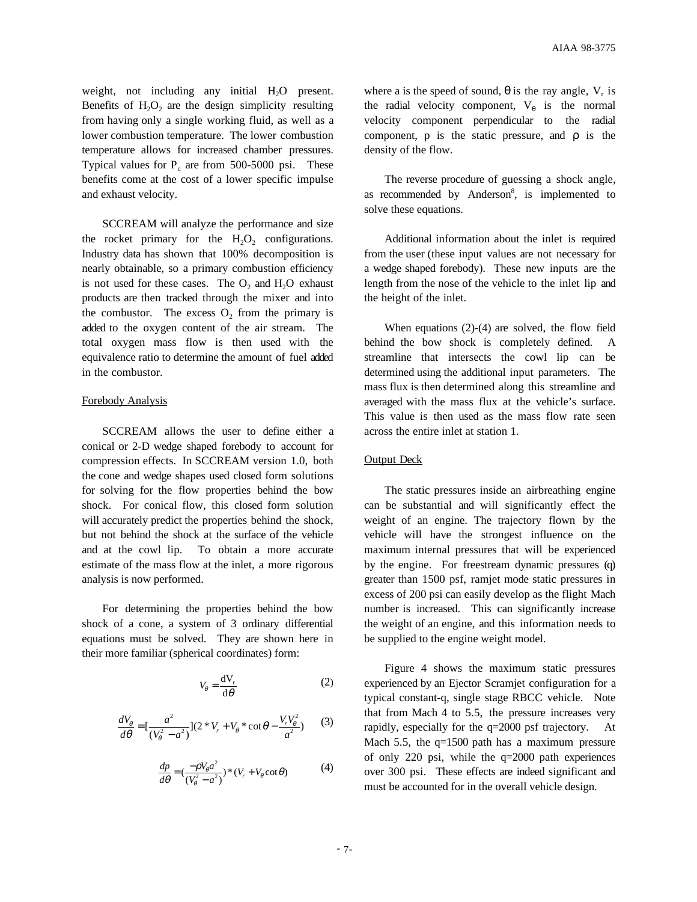weight, not including any initial $H_2O$ present. Benefits of $H_2O_2$ are the design simplicity resulting from having only a single working fluid, as well as a lower combustion temperature. The lower combustion temperature allows for increased chamber pressures. Typical values for $P_c$ are from 500-5000 psi. These benefits come at the cost of a lower specific impulse and exhaust velocity.

SCCREAM will analyze the performance and size the rocket primary for the $H_2O_2$ configurations. Industry data has shown that 100% decomposition is nearly obtainable, so a primary combustion efficiency is not used for these cases. The $O_2$ and $H_2O$ exhaust products are then tracked through the mixer and into the combustor. The excess $O_2$ from the primary is added to the oxygen content of the air stream. The total oxygen mass flow is then used with the equivalence ratio to determine the amount of fuel added in the combustor.

Forebody Analysis

SCCREAM allows the user to define either a conical or 2-D wedge shaped forebody to account for compression effects. In SCCREAM version 1.0, both the cone and wedge shapes used closed form solutions for solving for the flow properties behind the bow shock. For conical flow, this closed form solution will accurately predict the properties behind the shock, but not behind the shock at the surface of the vehicle and at the cowl lip. To obtain a more accurate estimate of the mass flow at the inlet, a more rigorous analysis is now performed.

For determining the properties behind the bow shock of a cone, a system of 3 ordinary differential equations must be solved. They are shown here in their more familiar (spherical coordinates) form:

$$V_\theta = \frac{dV_r}{d\theta} \tag{2}$$

$$\frac{dV_\theta}{d\theta} = \left[\frac{a^2}{(V_\theta^2 - a^2)}\right](2 * V_r + V_\theta * \cot\theta - \frac{V_r V_\theta^2}{a^2}) \tag{3}$$

$$\frac{dp}{d\theta} = \left(\frac{-\rho V_\theta a^2}{(V_\theta^2 - a^2)}\right) * (V_r + V_\theta \cot\theta) \tag{4}$$

where a is the speed of sound, $\theta$ is the ray angle, $V_r$ is the radial velocity component, $V_\theta$ is the normal velocity component perpendicular to the radial component, p is the static pressure, and $\rho$ is the density of the flow.

The reverse procedure of guessing a shock angle, as recommended by Anderson[8], is implemented to solve these equations.

Additional information about the inlet is required from the user (these input values are not necessary for a wedge shaped forebody). These new inputs are the length from the nose of the vehicle to the inlet lip and the height of the inlet.

When equations (2)-(4) are solved, the flow field behind the bow shock is completely defined. A streamline that intersects the cowl lip can be determined using the additional input parameters. The mass flux is then determined along this streamline and averaged with the mass flux at the vehicle's surface. This value is then used as the mass flow rate seen across the entire inlet at station 1.

Output Deck

The static pressures inside an airbreathing engine can be substantial and will significantly effect the weight of an engine. The trajectory flown by the vehicle will have the strongest influence on the maximum internal pressures that will be experienced by the engine. For freestream dynamic pressures (q) greater than 1500 psf, ramjet mode static pressures in excess of 200 psi can easily develop as the flight Mach number is increased. This can significantly increase the weight of an engine, and this information needs to be supplied to the engine weight model.

Figure 4 shows the maximum static pressures experienced by an Ejector Scramjet configuration for a typical constant-q, single stage RBCC vehicle. Note that from Mach 4 to 5.5, the pressure increases very rapidly, especially for the q=2000 psf trajectory. At Mach 5.5, the q=1500 path has a maximum pressure of only 220 psi, while the q=2000 path experiences over 300 psi. These effects are indeed significant and must be accounted for in the overall vehicle design.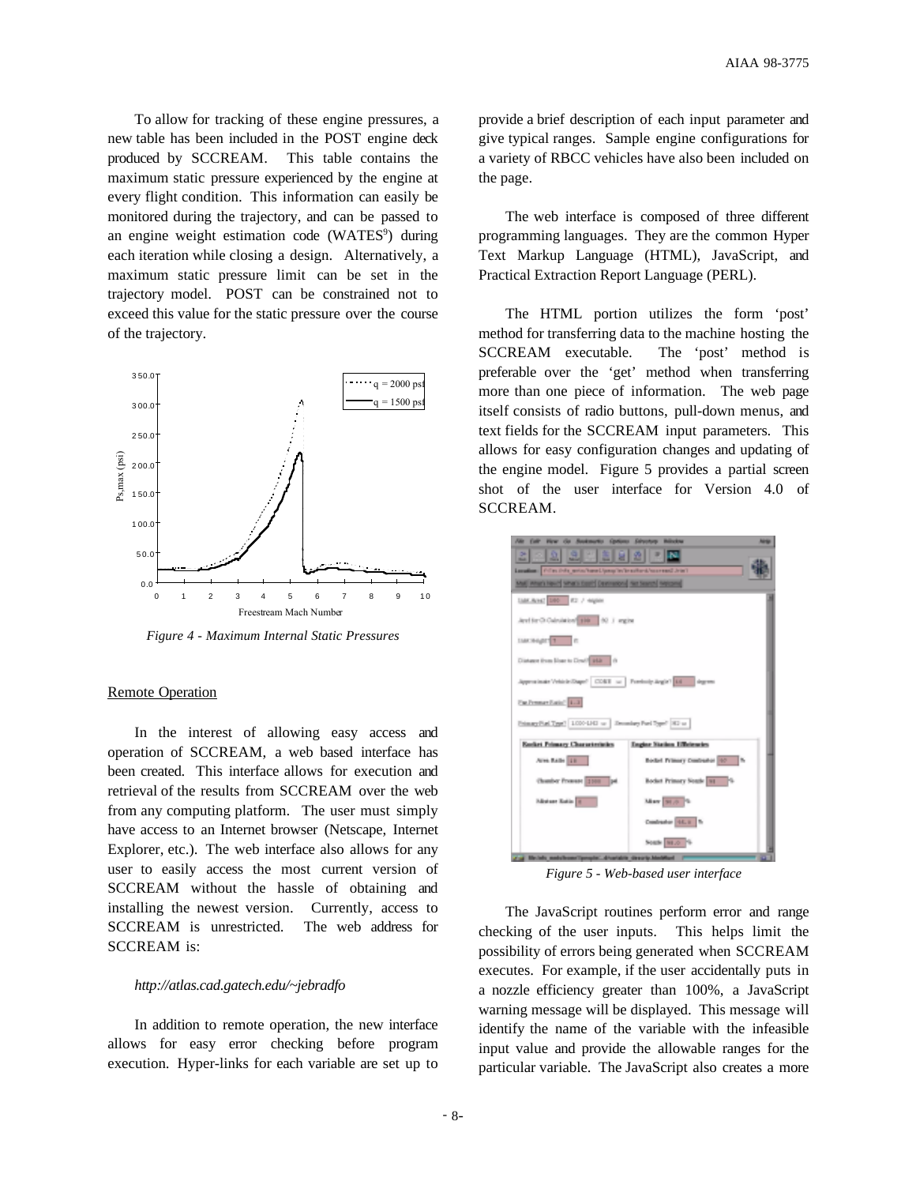To allow for tracking of these engine pressures, a new table has been included in the POST engine deck produced by SCCREAM. This table contains the maximum static pressure experienced by the engine at every flight condition. This information can easily be monitored during the trajectory, and can be passed to an engine weight estimation code (WATES[9]) during each iteration while closing a design. Alternatively, a maximum static pressure limit can be set in the trajectory model. POST can be constrained not to exceed this value for the static pressure over the course of the trajectory.

*Figure 4 - Maximum Internal Static Pressures*

## Remote Operation

In the interest of allowing easy access and operation of SCCREAM, a web based interface has been created. This interface allows for execution and retrieval of the results from SCCREAM over the web from any computing platform. The user must simply have access to an Internet browser (Netscape, Internet Explorer, etc.). The web interface also allows for any user to easily access the most current version of SCCREAM without the hassle of obtaining and installing the newest version. Currently, access to SCCREAM is unrestricted. The web address for SCCREAM is:

*http://atlas.cad.gatech.edu/~jebradfo*

In addition to remote operation, the new interface allows for easy error checking before program execution. Hyper-links for each variable are set up to provide a brief description of each input parameter and give typical ranges. Sample engine configurations for a variety of RBCC vehicles have also been included on the page.

The web interface is composed of three different programming languages. They are the common Hyper Text Markup Language (HTML), JavaScript, and Practical Extraction Report Language (PERL).

The HTML portion utilizes the form 'post' method for transferring data to the machine hosting the SCCREAM executable. The 'post' method is preferable over the 'get' method when transferring more than one piece of information. The web page itself consists of radio buttons, pull-down menus, and text fields for the SCCREAM input parameters. This allows for easy configuration changes and updating of the engine model. Figure 5 provides a partial screen shot of the user interface for Version 4.0 of SCCREAM.

*Figure 5 - Web-based user interface*

The JavaScript routines perform error and range checking of the user inputs. This helps limit the possibility of errors being generated when SCCREAM executes. For example, if the user accidentally puts in a nozzle efficiency greater than 100%, a JavaScript warning message will be displayed. This message will identify the name of the variable with the infeasible input value and provide the allowable ranges for the particular variable. The JavaScript also creates a more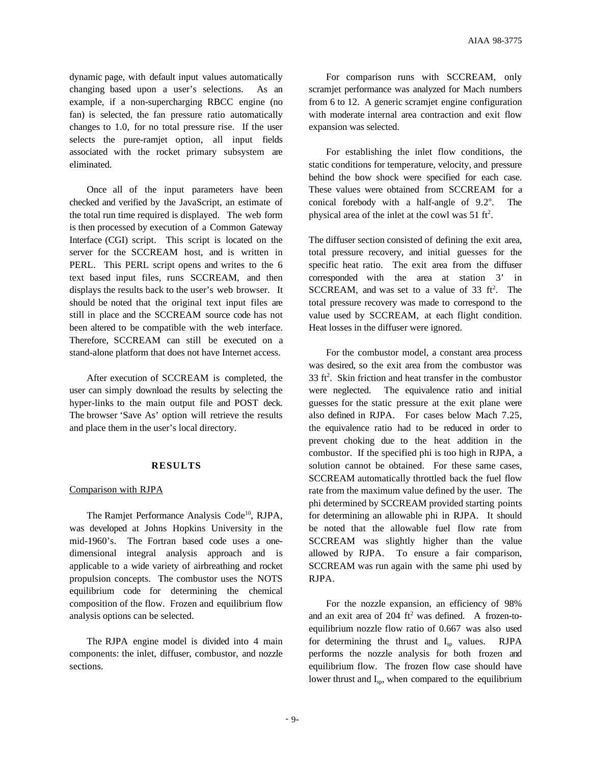dynamic page, with default input values automatically changing based upon a user's selections. As an example, if a non-supercharging RBCC engine (no fan) is selected, the fan pressure ratio automatically changes to 1.0, for no total pressure rise. If the user selects the pure-ramjet option, all input fields associated with the rocket primary subsystem are eliminated.

Once all of the input parameters have been checked and verified by the JavaScript, an estimate of the total run time required is displayed. The web form is then processed by execution of a Common Gateway Interface (CGI) script. This script is located on the server for the SCCREAM host, and is written in PERL. This PERL script opens and writes to the 6 text based input files, runs SCCREAM, and then displays the results back to the user's web browser. It should be noted that the original text input files are still in place and the SCCREAM source code has not been altered to be compatible with the web interface. Therefore, SCCREAM can still be executed on a stand-alone platform that does not have Internet access.

After execution of SCCREAM is completed, the user can simply download the results by selecting the hyper-links to the main output file and POST deck. The browser 'Save As' option will retrieve the results and place them in the user's local directory.

## RESULTS

### Comparison with RJPA

The Ramjet Performance Analysis Code[10], RJPA, was developed at Johns Hopkins University in the mid-1960's. The Fortran based code uses a one-dimensional integral analysis approach and is applicable to a wide variety of airbreathing and rocket propulsion concepts. The combustor uses the NOTS equilibrium code for determining the chemical composition of the flow. Frozen and equilibrium flow analysis options can be selected.

The RJPA engine model is divided into 4 main components: the inlet, diffuser, combustor, and nozzle sections.

For comparison runs with SCCREAM, only scramjet performance was analyzed for Mach numbers from 6 to 12. A generic scramjet engine configuration with moderate internal area contraction and exit flow expansion was selected.

For establishing the inlet flow conditions, the static conditions for temperature, velocity, and pressure behind the bow shock were specified for each case. These values were obtained from SCCREAM for a conical forebody with a half-angle of 9.2°. The physical area of the inlet at the cowl was 51 $ft^2$.

The diffuser section consisted of defining the exit area, total pressure recovery, and initial guesses for the specific heat ratio. The exit area from the diffuser corresponded with the area at station 3' in SCCREAM, and was set to a value of 33 $ft^2$. The total pressure recovery was made to correspond to the value used by SCCREAM, at each flight condition. Heat losses in the diffuser were ignored.

For the combustor model, a constant area process was desired, so the exit area from the combustor was 33 $ft^2$. Skin friction and heat transfer in the combustor were neglected. The equivalence ratio and initial guesses for the static pressure at the exit plane were also defined in RJPA. For cases below Mach 7.25, the equivalence ratio had to be reduced in order to prevent choking due to the heat addition in the combustor. If the specified phi is too high in RJPA, a solution cannot be obtained. For these same cases, SCCREAM automatically throttled back the fuel flow rate from the maximum value defined by the user. The phi determined by SCCREAM provided starting points for determining an allowable phi in RJPA. It should be noted that the allowable fuel flow rate from SCCREAM was slightly higher than the value allowed by RJPA. To ensure a fair comparison, SCCREAM was run again with the same phi used by RJPA.

For the nozzle expansion, an efficiency of 98% and an exit area of 204 $ft^2$ was defined. A frozen-to-equilibrium nozzle flow ratio of 0.667 was also used for determining the thrust and $I_{sp}$ values. RJPA performs the nozzle analysis for both frozen and equilibrium flow. The frozen flow case should have lower thrust and $I_{sp}$, when compared to the equilibrium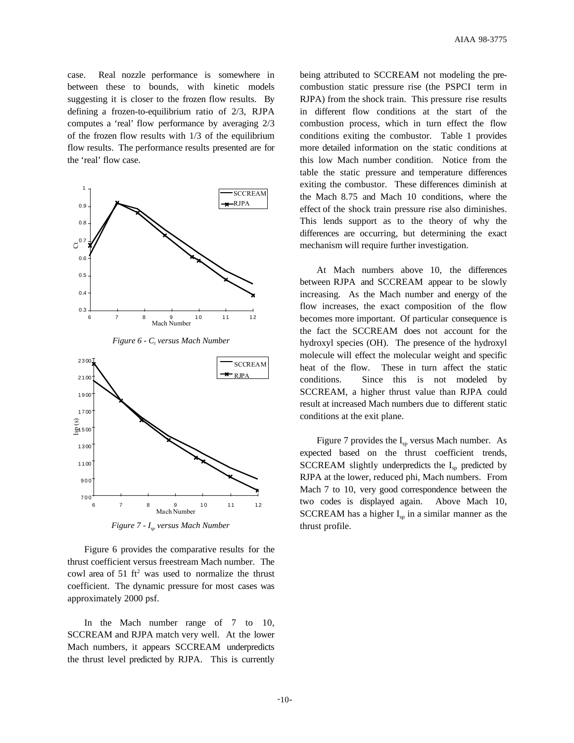case. Real nozzle performance is somewhere in between these to bounds, with kinetic models suggesting it is closer to the frozen flow results. By defining a frozen-to-equilibrium ratio of 2/3, RJPA computes a 'real' flow performance by averaging 2/3 of the frozen flow results with 1/3 of the equilibrium flow results. The performance results presented are for the 'real' flow case.

*Figure 6 - $C_t$ versus Mach Number*

*Figure 7 - $I_{sp}$ versus Mach Number*

Figure 6 provides the comparative results for the thrust coefficient versus freestream Mach number. The cowl area of 51 ft$^2$ was used to normalize the thrust coefficient. The dynamic pressure for most cases was approximately 2000 psf.

In the Mach number range of 7 to 10, SCCREAM and RJPA match very well. At the lower Mach numbers, it appears SCCREAM underpredicts the thrust level predicted by RJPA. This is currently being attributed to SCCREAM not modeling the pre-combustion static pressure rise (the PSPCI term in RJPA) from the shock train. This pressure rise results in different flow conditions at the start of the combustion process, which in turn effect the flow conditions exiting the combustor. Table 1 provides more detailed information on the static conditions at this low Mach number condition. Notice from the table the static pressure and temperature differences exiting the combustor. These differences diminish at the Mach 8.75 and Mach 10 conditions, where the effect of the shock train pressure rise also diminishes. This lends support as to the theory of why the differences are occurring, but determining the exact mechanism will require further investigation.

At Mach numbers above 10, the differences between RJPA and SCCREAM appear to be slowly increasing. As the Mach number and energy of the flow increases, the exact composition of the flow becomes more important. Of particular consequence is the fact the SCCREAM does not account for the hydroxyl species (OH). The presence of the hydroxyl molecule will effect the molecular weight and specific heat of the flow. These in turn affect the static conditions. Since this is not modeled by SCCREAM, a higher thrust value than RJPA could result at increased Mach numbers due to different static conditions at the exit plane.

Figure 7 provides the $I_{sp}$ versus Mach number. As expected based on the thrust coefficient trends, SCCREAM slightly underpredicts the $I_{sp}$ predicted by RJPA at the lower, reduced phi, Mach numbers. From Mach 7 to 10, very good correspondence between the two codes is displayed again. Above Mach 10, SCCREAM has a higher $I_{sp}$ in a similar manner as the thrust profile.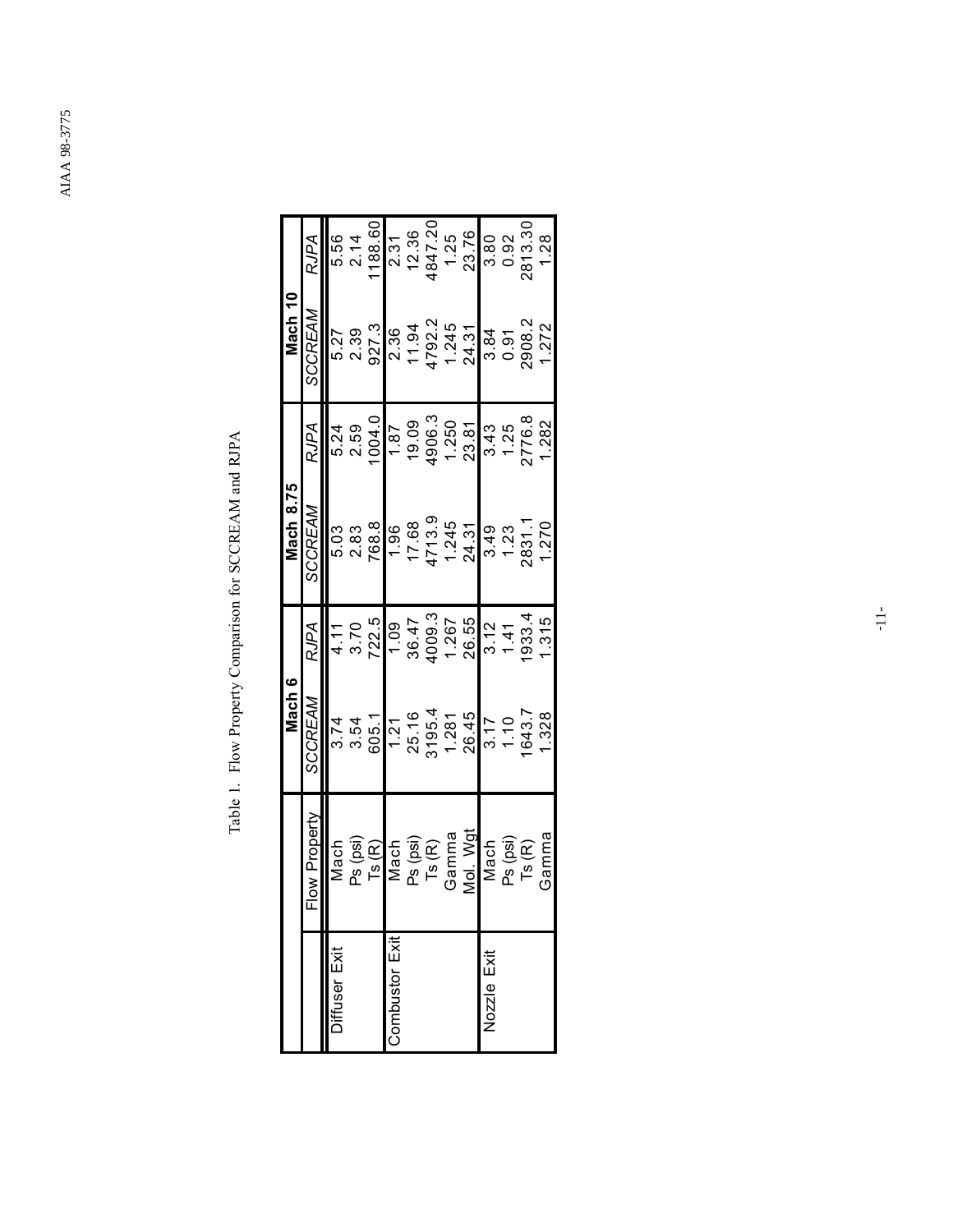Table 1. Flow Property Comparison for SCCREAM and RJPA

| | | Mach 6 | | Mach 8.75 | | Mach 10 | |
|---|---|---|---|---|---|---|---|
| | Flow Property | *SCCREAM* | *RJPA* | *SCCREAM* | *RJPA* | *SCCREAM* | *RJPA* |
| Diffuser Exit | Mach | 3.74 | 4.11 | 5.03 | 5.24 | 5.27 | 5.56 |
| | Ps (psi) | 3.54 | 3.70 | 2.83 | 2.59 | 2.39 | 2.14 |
| | Ts (R) | 605.1 | 722.5 | 768.8 | 1004.0 | 927.3 | 1188.60 |
| Combustor Exit | Mach | 1.21 | 1.09 | 1.96 | 1.87 | 2.36 | 2.31 |
| | Ps (psi) | 25.16 | 36.47 | 17.68 | 19.09 | 11.94 | 12.36 |
| | Ts (R) | 3195.4 | 4009.3 | 4713.9 | 4906.3 | 4792.2 | 4847.20 |
| | Gamma | 1.281 | 1.267 | 1.245 | 1.250 | 1.245 | 1.25 |
| | Mol. Wgt | 26.45 | 26.55 | 24.31 | 23.81 | 24.31 | 23.76 |
| Nozzle Exit | Mach | 3.17 | 3.12 | 3.49 | 3.43 | 3.84 | 3.80 |
| | Ps (psi) | 1.10 | 1.41 | 1.23 | 1.25 | 0.91 | 0.92 |
| | Ts (R) | 1643.7 | 1933.4 | 2831.1 | 2776.8 | 2908.2 | 2813.30 |
| | Gamma | 1.328 | 1.315 | 1.270 | 1.282 | 1.272 | 1.28 |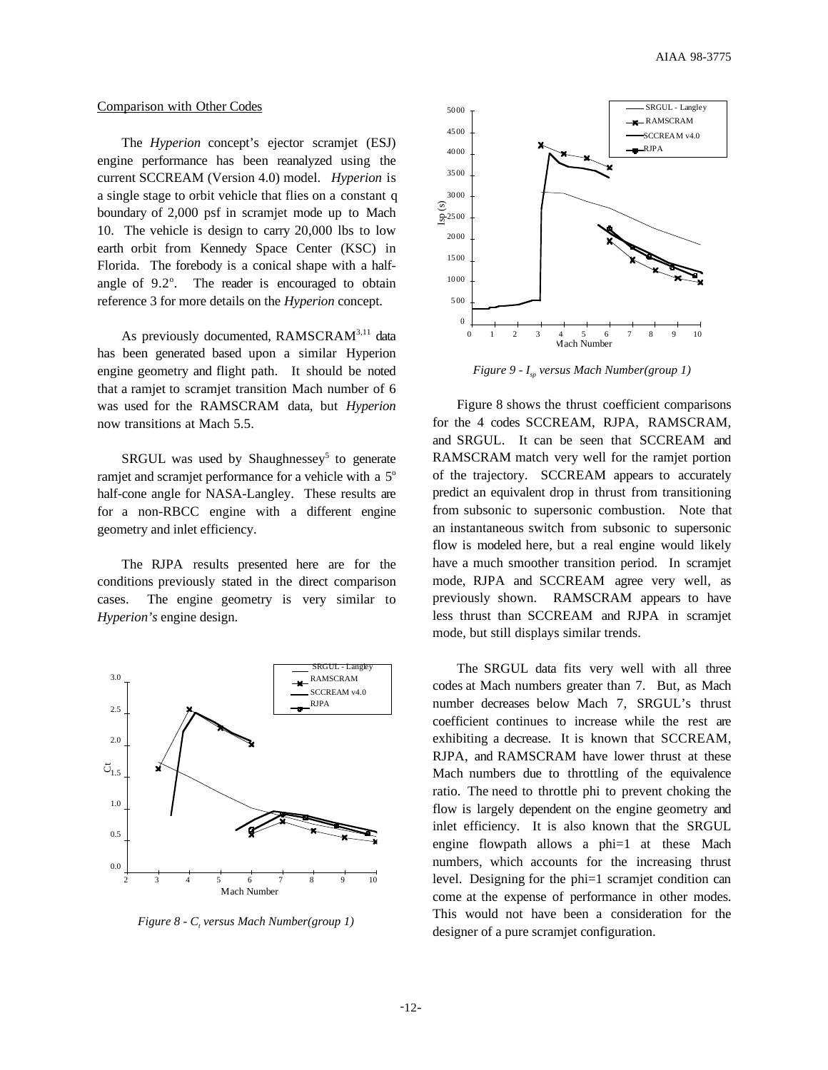### Comparison with Other Codes

The *Hyperion* concept's ejector scramjet (ESJ) engine performance has been reanalyzed using the current SCCREAM (Version 4.0) model. *Hyperion* is a single stage to orbit vehicle that flies on a constant q boundary of 2,000 psf in scramjet mode up to Mach 10. The vehicle is design to carry 20,000 lbs to low earth orbit from Kennedy Space Center (KSC) in Florida. The forebody is a conical shape with a half-angle of 9.2°. The reader is encouraged to obtain reference 3 for more details on the *Hyperion* concept.

As previously documented, RAMSCRAM[3,11] data has been generated based upon a similar Hyperion engine geometry and flight path. It should be noted that a ramjet to scramjet transition Mach number of 6 was used for the RAMSCRAM data, but *Hyperion* now transitions at Mach 5.5.

SRGUL was used by Shaughnessey[5] to generate ramjet and scramjet performance for a vehicle with a 5° half-cone angle for NASA-Langley. These results are for a non-RBCC engine with a different engine geometry and inlet efficiency.

The RJPA results presented here are for the conditions previously stated in the direct comparison cases. The engine geometry is very similar to *Hyperion's* engine design.

*Figure 8 - $C_t$ versus Mach Number(group 1)*

*Figure 9 - $I_{sp}$ versus Mach Number(group 1)*

Figure 8 shows the thrust coefficient comparisons for the 4 codes SCCREAM, RJPA, RAMSCRAM, and SRGUL. It can be seen that SCCREAM and RAMSCRAM match very well for the ramjet portion of the trajectory. SCCREAM appears to accurately predict an equivalent drop in thrust from transitioning from subsonic to supersonic combustion. Note that an instantaneous switch from subsonic to supersonic flow is modeled here, but a real engine would likely have a much smoother transition period. In scramjet mode, RJPA and SCCREAM agree very well, as previously shown. RAMSCRAM appears to have less thrust than SCCREAM and RJPA in scramjet mode, but still displays similar trends.

The SRGUL data fits very well with all three codes at Mach numbers greater than 7. But, as Mach number decreases below Mach 7, SRGUL's thrust coefficient continues to increase while the rest are exhibiting a decrease. It is known that SCCREAM, RJPA, and RAMSCRAM have lower thrust at these Mach numbers due to throttling of the equivalence ratio. The need to throttle phi to prevent choking the flow is largely dependent on the engine geometry and inlet efficiency. It is also known that the SRGUL engine flowpath allows a phi=1 at these Mach numbers, which accounts for the increasing thrust level. Designing for the phi=1 scramjet condition can come at the expense of performance in other modes. This would not have been a consideration for the designer of a pure scramjet configuration.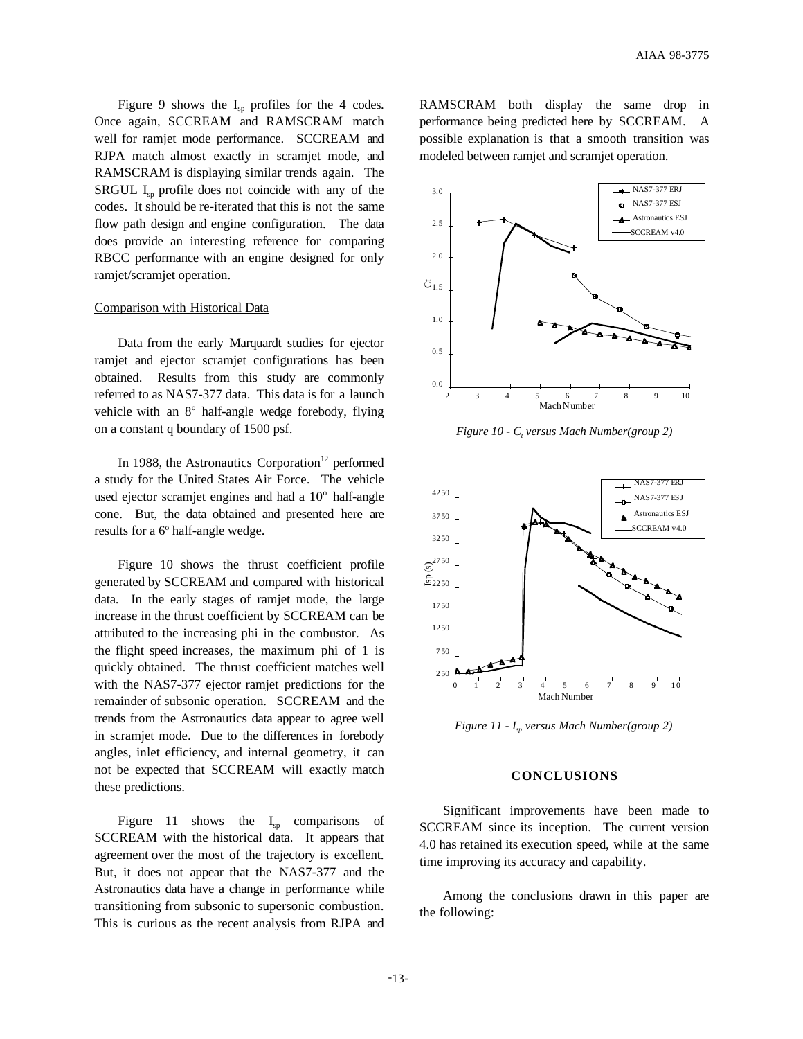Figure 9 shows the $I_{sp}$ profiles for the 4 codes. Once again, SCCREAM and RAMSCRAM match well for ramjet mode performance. SCCREAM and RJPA match almost exactly in scramjet mode, and RAMSCRAM is displaying similar trends again. The SRGUL $I_{sp}$ profile does not coincide with any of the codes. It should be re-iterated that this is not the same flow path design and engine configuration. The data does provide an interesting reference for comparing RBCC performance with an engine designed for only ramjet/scramjet operation.

## Comparison with Historical Data

Data from the early Marquardt studies for ejector ramjet and ejector scramjet configurations has been obtained. Results from this study are commonly referred to as NAS7-377 data. This data is for a launch vehicle with an 8° half-angle wedge forebody, flying on a constant q boundary of 1500 psf.

In 1988, the Astronautics Corporation[12] performed a study for the United States Air Force. The vehicle used ejector scramjet engines and had a 10° half-angle cone. But, the data obtained and presented here are results for a 6° half-angle wedge.

Figure 10 shows the thrust coefficient profile generated by SCCREAM and compared with historical data. In the early stages of ramjet mode, the large increase in the thrust coefficient by SCCREAM can be attributed to the increasing phi in the combustor. As the flight speed increases, the maximum phi of 1 is quickly obtained. The thrust coefficient matches well with the NAS7-377 ejector ramjet predictions for the remainder of subsonic operation. SCCREAM and the trends from the Astronautics data appear to agree well in scramjet mode. Due to the differences in forebody angles, inlet efficiency, and internal geometry, it can not be expected that SCCREAM will exactly match these predictions.

Figure 11 shows the $I_{sp}$ comparisons of SCCREAM with the historical data. It appears that agreement over the most of the trajectory is excellent. But, it does not appear that the NAS7-377 and the Astronautics data have a change in performance while transitioning from subsonic to supersonic combustion. This is curious as the recent analysis from RJPA and RAMSCRAM both display the same drop in performance being predicted here by SCCREAM. A possible explanation is that a smooth transition was modeled between ramjet and scramjet operation.

*Figure 10 - $C_t$ versus Mach Number(group 2)*

*Figure 11 - $I_{sp}$ versus Mach Number(group 2)*

## CONCLUSIONS

Significant improvements have been made to SCCREAM since its inception. The current version 4.0 has retained its execution speed, while at the same time improving its accuracy and capability.

Among the conclusions drawn in this paper are the following: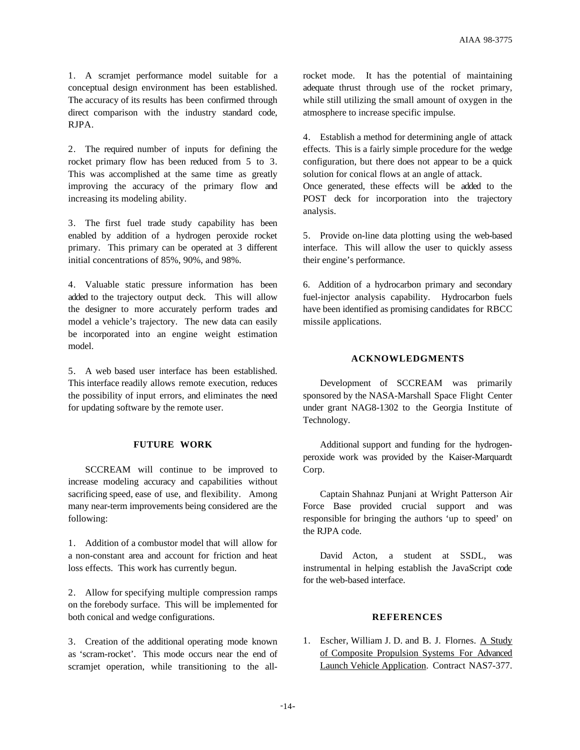1. A scramjet performance model suitable for a conceptual design environment has been established. The accuracy of its results has been confirmed through direct comparison with the industry standard code, RJPA.

2. The required number of inputs for defining the rocket primary flow has been reduced from 5 to 3. This was accomplished at the same time as greatly improving the accuracy of the primary flow and increasing its modeling ability.

3. The first fuel trade study capability has been enabled by addition of a hydrogen peroxide rocket primary. This primary can be operated at 3 different initial concentrations of 85%, 90%, and 98%.

4. Valuable static pressure information has been added to the trajectory output deck. This will allow the designer to more accurately perform trades and model a vehicle's trajectory. The new data can easily be incorporated into an engine weight estimation model.

5. A web based user interface has been established. This interface readily allows remote execution, reduces the possibility of input errors, and eliminates the need for updating software by the remote user.

## FUTURE WORK

SCCREAM will continue to be improved to increase modeling accuracy and capabilities without sacrificing speed, ease of use, and flexibility. Among many near-term improvements being considered are the following:

1. Addition of a combustor model that will allow for a non-constant area and account for friction and heat loss effects. This work has currently begun.

2. Allow for specifying multiple compression ramps on the forebody surface. This will be implemented for both conical and wedge configurations.

3. Creation of the additional operating mode known as 'scram-rocket'. This mode occurs near the end of scramjet operation, while transitioning to the all-rocket mode. It has the potential of maintaining adequate thrust through use of the rocket primary, while still utilizing the small amount of oxygen in the atmosphere to increase specific impulse.

4. Establish a method for determining angle of attack effects. This is a fairly simple procedure for the wedge configuration, but there does not appear to be a quick solution for conical flows at an angle of attack. Once generated, these effects will be added to the POST deck for incorporation into the trajectory analysis.

5. Provide on-line data plotting using the web-based interface. This will allow the user to quickly assess their engine's performance.

6. Addition of a hydrocarbon primary and secondary fuel-injector analysis capability. Hydrocarbon fuels have been identified as promising candidates for RBCC missile applications.

## ACKNOWLEDGMENTS

Development of SCCREAM was primarily sponsored by the NASA-Marshall Space Flight Center under grant NAG8-1302 to the Georgia Institute of Technology.

Additional support and funding for the hydrogen-peroxide work was provided by the Kaiser-Marquardt Corp.

Captain Shahnaz Punjani at Wright Patterson Air Force Base provided crucial support and was responsible for bringing the authors 'up to speed' on the RJPA code.

David Acton, a student at SSDL, was instrumental in helping establish the JavaScript code for the web-based interface.

## REFERENCES

1. Escher, William J. D. and B. J. Flornes. A Study of Composite Propulsion Systems For Advanced Launch Vehicle Application. Contract NAS7-377.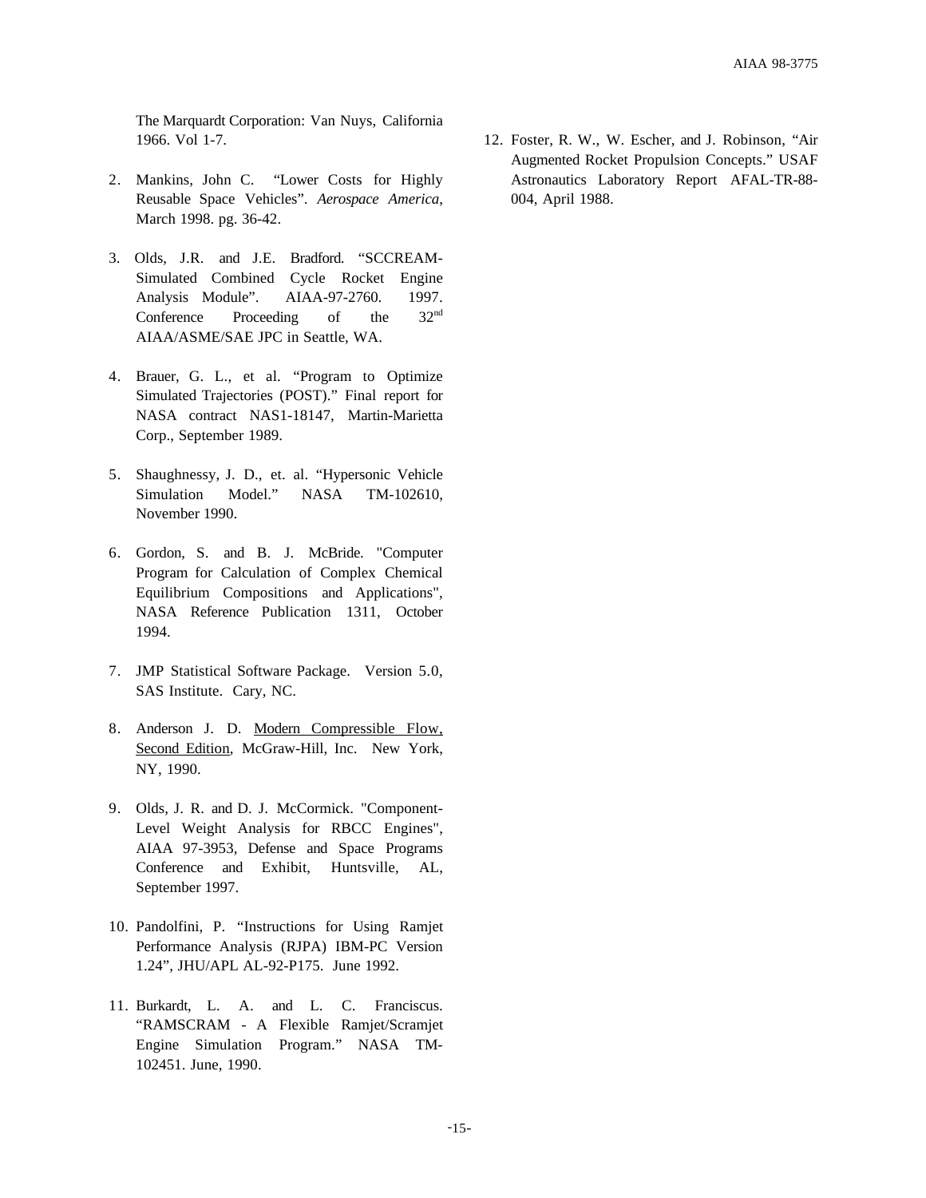The Marquardt Corporation: Van Nuys, California 1966. Vol 1-7.

2. Mankins, John C. "Lower Costs for Highly Reusable Space Vehicles". *Aerospace America*, March 1998. pg. 36-42.

3. Olds, J.R. and J.E. Bradford. "SCCREAM-Simulated Combined Cycle Rocket Engine Analysis Module". AIAA-97-2760. 1997. Conference Proceeding of the 32[nd] AIAA/ASME/SAE JPC in Seattle, WA.

4. Brauer, G. L., et al. "Program to Optimize Simulated Trajectories (POST)." Final report for NASA contract NAS1-18147, Martin-Marietta Corp., September 1989.

5. Shaughnessy, J. D., et. al. "Hypersonic Vehicle Simulation Model." NASA TM-102610, November 1990.

6. Gordon, S. and B. J. McBride. "Computer Program for Calculation of Complex Chemical Equilibrium Compositions and Applications", NASA Reference Publication 1311, October 1994.

7. JMP Statistical Software Package. Version 5.0, SAS Institute. Cary, NC.

8. Anderson J. D. Modern Compressible Flow, Second Edition, McGraw-Hill, Inc. New York, NY, 1990.

9. Olds, J. R. and D. J. McCormick. "Component-Level Weight Analysis for RBCC Engines", AIAA 97-3953, Defense and Space Programs Conference and Exhibit, Huntsville, AL, September 1997.

10. Pandolfini, P. "Instructions for Using Ramjet Performance Analysis (RJPA) IBM-PC Version 1.24", JHU/APL AL-92-P175. June 1992.

11. Burkardt, L. A. and L. C. Franciscus. "RAMSCRAM - A Flexible Ramjet/Scramjet Engine Simulation Program." NASA TM-102451. June, 1990.

12. Foster, R. W., W. Escher, and J. Robinson, "Air Augmented Rocket Propulsion Concepts." USAF Astronautics Laboratory Report AFAL-TR-88-004, April 1988.